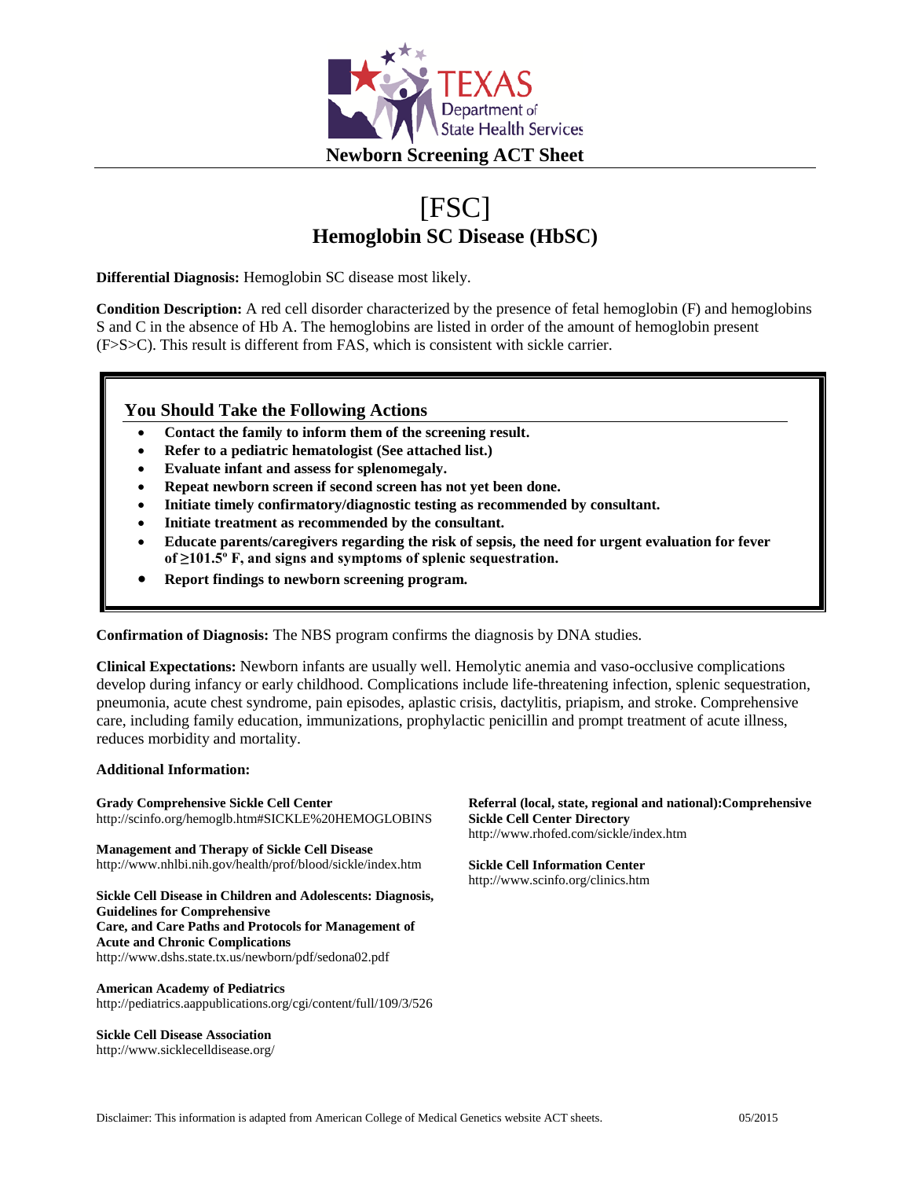Texas Department of State Health Services

**Newborn Screening ACT Sheet**

# [FSC]

## Hemoglobin SC Disease (HbSC)

**Differential Diagnosis:** Hemoglobin SC disease most likely.

**Condition Description:** A red cell disorder characterized by the presence of fetal hemoglobin (F) and hemoglobins S and C in the absence of Hb A. The hemoglobins are listed in order of the amount of hemoglobin present (F>S>C). This result is different from FAS, which is consistent with sickle carrier.

### You Should Take the Following Actions

- **Contact the family to inform them of the screening result.**
- **Refer to a pediatric hematologist (See attached list.)**
- **Evaluate infant and assess for splenomegaly.**
- **Repeat newborn screen if second screen has not yet been done.**
- **Initiate timely confirmatory/diagnostic testing as recommended by consultant.**
- **Initiate treatment as recommended by the consultant.**
- **Educate parents/caregivers regarding the risk of sepsis, the need for urgent evaluation for fever of ≥101.5º F, and signs and symptoms of splenic sequestration.**
- **Report findings to newborn screening program.**

**Confirmation of Diagnosis:** The NBS program confirms the diagnosis by DNA studies.

**Clinical Expectations:** Newborn infants are usually well. Hemolytic anemia and vaso-occlusive complications develop during infancy or early childhood. Complications include life-threatening infection, splenic sequestration, pneumonia, acute chest syndrome, pain episodes, aplastic crisis, dactylitis, priapism, and stroke. Comprehensive care, including family education, immunizations, prophylactic penicillin and prompt treatment of acute illness, reduces morbidity and mortality.

**Additional Information:**

**Grady Comprehensive Sickle Cell Center**
http://scinfo.org/hemoglb.htm#SICKLE%20HEMOGLOBINS

**Management and Therapy of Sickle Cell Disease**
http://www.nhlbi.nih.gov/health/prof/blood/sickle/index.htm

**Sickle Cell Disease in Children and Adolescents: Diagnosis, Guidelines for Comprehensive Care, and Care Paths and Protocols for Management of Acute and Chronic Complications**
http://www.dshs.state.tx.us/newborn/pdf/sedona02.pdf

**American Academy of Pediatrics**
http://pediatrics.aappublications.org/cgi/content/full/109/3/526

**Sickle Cell Disease Association**
http://www.sicklecelldisease.org/

**Referral (local, state, regional and national):Comprehensive Sickle Cell Center Directory**
http://www.rhofed.com/sickle/index.htm

**Sickle Cell Information Center**
http://www.scinfo.org/clinics.htm

Disclaimer: This information is adapted from American College of Medical Genetics website ACT sheets. 05/2015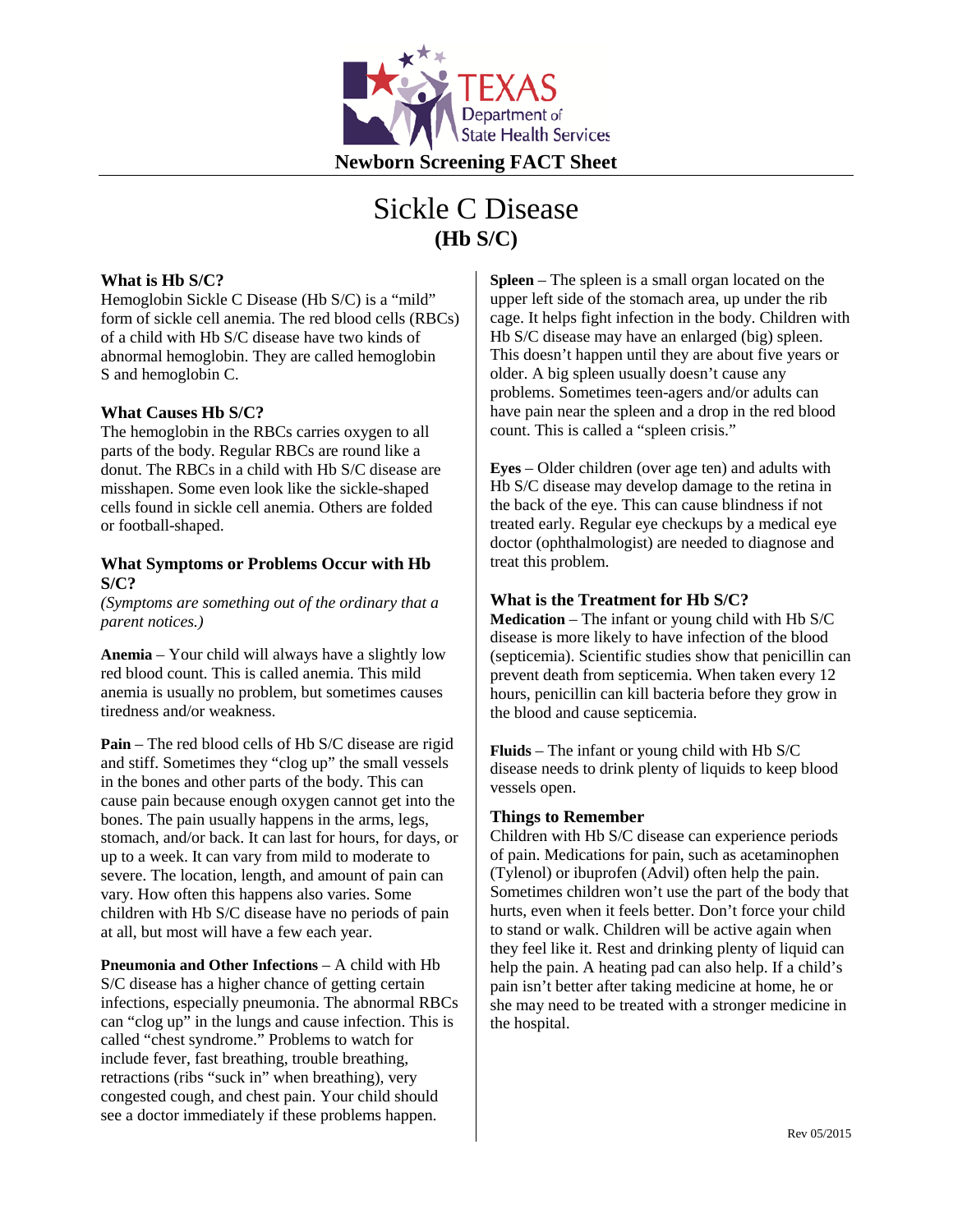**Newborn Screening FACT Sheet**

# Sickle C Disease
## (Hb S/C)

### What is Hb S/C?

Hemoglobin Sickle C Disease (Hb S/C) is a "mild" form of sickle cell anemia. The red blood cells (RBCs) of a child with Hb S/C disease have two kinds of abnormal hemoglobin. They are called hemoglobin S and hemoglobin C.

### What Causes Hb S/C?

The hemoglobin in the RBCs carries oxygen to all parts of the body. Regular RBCs are round like a donut. The RBCs in a child with Hb S/C disease are misshapen. Some even look like the sickle-shaped cells found in sickle cell anemia. Others are folded or football-shaped.

### What Symptoms or Problems Occur with Hb S/C?

*(Symptoms are something out of the ordinary that a parent notices.)*

**Anemia** – Your child will always have a slightly low red blood count. This is called anemia. This mild anemia is usually no problem, but sometimes causes tiredness and/or weakness.

**Pain** – The red blood cells of Hb S/C disease are rigid and stiff. Sometimes they "clog up" the small vessels in the bones and other parts of the body. This can cause pain because enough oxygen cannot get into the bones. The pain usually happens in the arms, legs, stomach, and/or back. It can last for hours, for days, or up to a week. It can vary from mild to moderate to severe. The location, length, and amount of pain can vary. How often this happens also varies. Some children with Hb S/C disease have no periods of pain at all, but most will have a few each year.

**Pneumonia and Other Infections** – A child with Hb S/C disease has a higher chance of getting certain infections, especially pneumonia. The abnormal RBCs can "clog up" in the lungs and cause infection. This is called "chest syndrome." Problems to watch for include fever, fast breathing, trouble breathing, retractions (ribs "suck in" when breathing), very congested cough, and chest pain. Your child should see a doctor immediately if these problems happen.

**Spleen** – The spleen is a small organ located on the upper left side of the stomach area, up under the rib cage. It helps fight infection in the body. Children with Hb S/C disease may have an enlarged (big) spleen. This doesn't happen until they are about five years or older. A big spleen usually doesn't cause any problems. Sometimes teen-agers and/or adults can have pain near the spleen and a drop in the red blood count. This is called a "spleen crisis."

**Eyes** – Older children (over age ten) and adults with Hb S/C disease may develop damage to the retina in the back of the eye. This can cause blindness if not treated early. Regular eye checkups by a medical eye doctor (ophthalmologist) are needed to diagnose and treat this problem.

### What is the Treatment for Hb S/C?

**Medication** – The infant or young child with Hb S/C disease is more likely to have infection of the blood (septicemia). Scientific studies show that penicillin can prevent death from septicemia. When taken every 12 hours, penicillin can kill bacteria before they grow in the blood and cause septicemia.

**Fluids** – The infant or young child with Hb S/C disease needs to drink plenty of liquids to keep blood vessels open.

### Things to Remember

Children with Hb S/C disease can experience periods of pain. Medications for pain, such as acetaminophen (Tylenol) or ibuprofen (Advil) often help the pain. Sometimes children won't use the part of the body that hurts, even when it feels better. Don't force your child to stand or walk. Children will be active again when they feel like it. Rest and drinking plenty of liquid can help the pain. A heating pad can also help. If a child's pain isn't better after taking medicine at home, he or she may need to be treated with a stronger medicine in the hospital.

Rev 05/2015